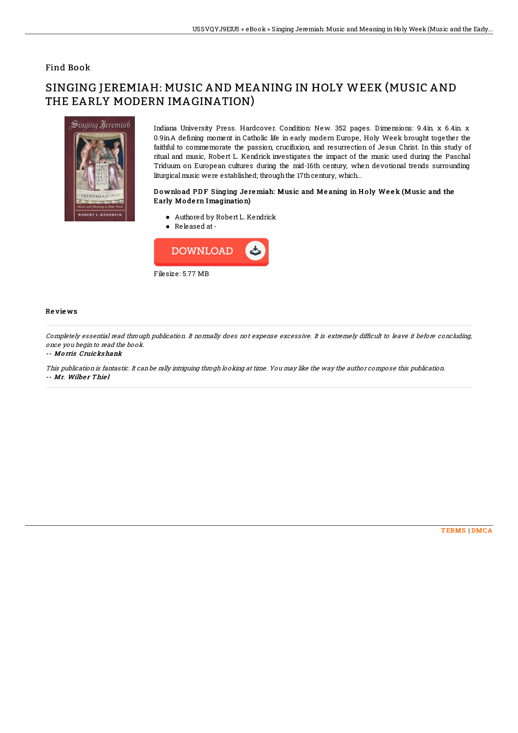## Find Book

# SINGING JEREMIAH: MUSIC AND MEANING IN HOLY WEEK (MUSIC AND THE EARLY MODERN IMAGINATION)

Indiana University Press. Hardcover. Condition: New. 352 pages. Dimensions: 9.4in. x 6.4in. x 0.9in.A defining moment in Catholic life in early modern Europe, Holy Week brought together the faithful to commemorate the passion, crucifixion, and resurrection of Jesus Christ. In this study of ritual and music, Robert L. Kendrick investigates the impact of the music used during the Paschal Triduum on European cultures during the mid-16th century, when devotional trends surrounding liturgical music were established; through the 17th century, which...

### Download PDF Singing Jeremiah: Music and Meaning in Holy Week (Music and the Early Modern Imagination)

- Authored by Robert L. Kendrick
- Released at -

DOWNLOAD

Filesize: 5.77 MB

### Reviews

*Completely essential read through publication. It normally does not expense excessive. It is extremely difficult to leave it before concluding, once you begin to read the book.*

-- ***Morris Cruickshank***

*This publication is fantastic. It can be rally intriguing throgh looking at time. You may like the way the author compose this publication.*

-- ***Mr. Wilber Thiel***

TERMS | DMCA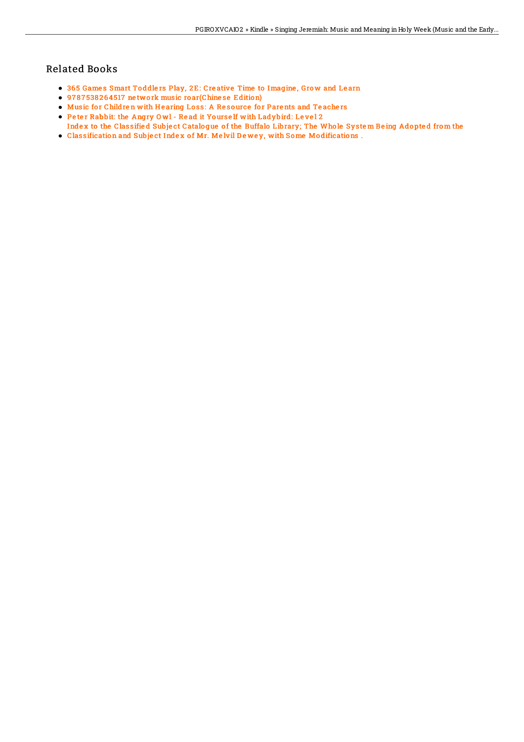## Related Books

- 365 Games Smart Toddlers Play, 2E: Creative Time to Imagine, Grow and Learn
- 9787538264517 network music roar(Chinese Edition)
- Music for Children with Hearing Loss: A Resource for Parents and Teachers
- Peter Rabbit: the Angry Owl - Read it Yourself with Ladybird: Level 2
- Index to the Classified Subject Catalogue of the Buffalo Library; The Whole System Being Adopted from the Classification and Subject Index of Mr. Melvil Dewey, with Some Modifications .